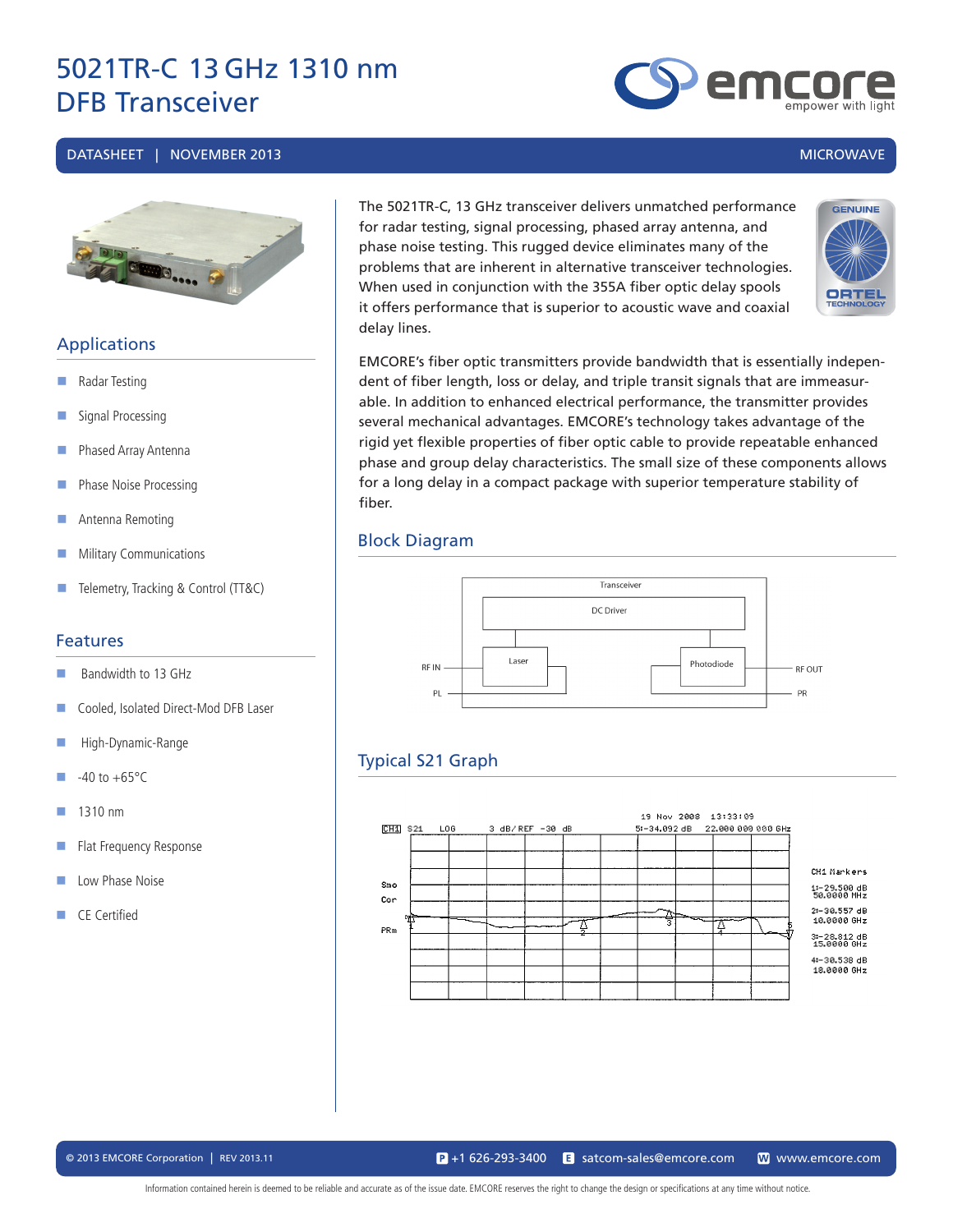# 5021TR-C 13 GHz 1310 nm DFB Transceiver

DATASHEET | NOVEMBER 2013 MICROWAVE

## Applications

- Radar Testing
- Signal Processing
- Phased Array Antenna
- Phase Noise Processing
- Antenna Remoting
- Military Communications
- Telemetry, Tracking & Control (TT&C)

## Features

- Bandwidth to 13 GHz
- Cooled, Isolated Direct-Mod DFB Laser
- High-Dynamic-Range
- -40 to +65°C
- 1310 nm
- Flat Frequency Response
- Low Phase Noise
- CE Certified

The 5021TR-C, 13 GHz transceiver delivers unmatched performance for radar testing, signal processing, phased array antenna, and phase noise testing. This rugged device eliminates many of the problems that are inherent in alternative transceiver technologies. When used in conjunction with the 355A fiber optic delay spools it offers performance that is superior to acoustic wave and coaxial delay lines.

EMCORE's fiber optic transmitters provide bandwidth that is essentially independent of fiber length, loss or delay, and triple transit signals that are immeasurable. In addition to enhanced electrical performance, the transmitter provides several mechanical advantages. EMCORE's technology takes advantage of the rigid yet flexible properties of fiber optic cable to provide repeatable enhanced phase and group delay characteristics. The small size of these components allows for a long delay in a compact package with superior temperature stability of fiber.

## Block Diagram

Transceiver

DC Driver

Laser

Photodiode

RF IN

PL

RF OUT

PR

## Typical S21 Graph

CH1 S21 LOG 3 dB/ REF -30 dB

19 Nov 2008 13:33:09

5:-34.092 dB 22.000 000 000 GHz

Smo

Cor

PRm

CH1 Markers

1:-29.500 dB 50.0000 MHz

2:-30.557 dB 10.0000 GHz

3:-28.812 dB 15.0000 GHz

4:-30.538 dB 18.0000 GHz

Information contained herein is deemed to be reliable and accurate as of the issue date. EMCORE reserves the right to change the design or specifications at any time without notice.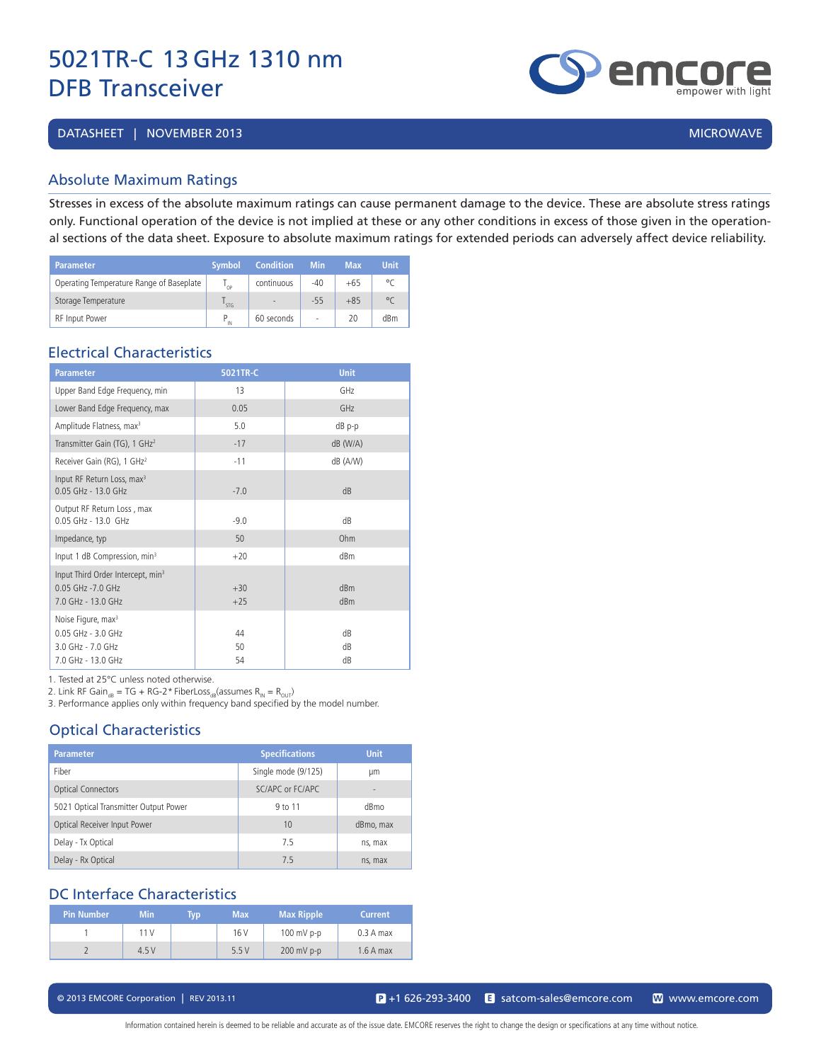# 5021TR-C 13 GHz 1310 nm DFB Transceiver

DATASHEET | NOVEMBER 2013 MICROWAVE

## Absolute Maximum Ratings

Stresses in excess of the absolute maximum ratings can cause permanent damage to the device. These are absolute stress ratings only. Functional operation of the device is not implied at these or any other conditions in excess of those given in the operational sections of the data sheet. Exposure to absolute maximum ratings for extended periods can adversely affect device reliability.

| Parameter | Symbol | Condition | Min | Max | Unit |
|---|---|---|---|---|---|
| Operating Temperature Range of Baseplate | $T_{OP}$ | continuous | -40 | +65 | °C |
| Storage Temperature | $T_{STG}$ | - | -55 | +85 | °C |
| RF Input Power | $P_{IN}$ | 60 seconds | - | 20 | dBm |

## Electrical Characteristics

| Parameter | 5021TR-C | Unit |
|---|---|---|
| Upper Band Edge Frequency, min | 13 | GHz |
| Lower Band Edge Frequency, max | 0.05 | GHz |
| Amplitude Flatness, max[3] | 5.0 | dB p-p |
| Transmitter Gain (TG), 1 GHz[2] | -17 | dB (W/A) |
| Receiver Gain (RG), 1 GHz[2] | -11 | dB (A/W) |
| Input RF Return Loss, max[3] 0.05 GHz - 13.0 GHz | -7.0 | dB |
| Output RF Return Loss , max 0.05 GHz - 13.0 GHz | -9.0 | dB |
| Impedance, typ | 50 | Ohm |
| Input 1 dB Compression, min[3] | +20 | dBm |
| Input Third Order Intercept, min[3] | | |
| 0.05 GHz -7.0 GHz | +30 | dBm |
| 7.0 GHz - 13.0 GHz | +25 | dBm |
| Noise Figure, max[3] | | |
| 0.05 GHz - 3.0 GHz | 44 | dB |
| 3.0 GHz - 7.0 GHz | 50 | dB |
| 7.0 GHz - 13.0 GHz | 54 | dB |

1. Tested at 25°C unless noted otherwise.
2. Link RF $Gain_{dB}$ = TG + RG-2* $FiberLoss_{dB}$(assumes $R_{IN} = R_{OUT}$)
3. Performance applies only within frequency band specified by the model number.

## Optical Characteristics

| Parameter | Specifications | Unit |
|---|---|---|
| Fiber | Single mode (9/125) | µm |
| Optical Connectors | SC/APC or FC/APC | - |
| 5021 Optical Transmitter Output Power | 9 to 11 | dBmo |
| Optical Receiver Input Power | 10 | dBmo, max |
| Delay - Tx Optical | 7.5 | ns, max |
| Delay - Rx Optical | 7.5 | ns, max |

## DC Interface Characteristics

| Pin Number | Min | Typ | Max | Max Ripple | Current |
|---|---|---|---|---|---|
| 1 | 11 V | | 16 V | 100 mV p-p | 0.3 A max |
| 2 | 4.5 V | | 5.5 V | 200 mV p-p | 1.6 A max |

© 2013 EMCORE Corporation | REV 2013.11 P +1 626-293-3400 E satcom-sales@emcore.com W www.emcore.com

Information contained herein is deemed to be reliable and accurate as of the issue date. EMCORE reserves the right to change the design or specifications at any time without notice.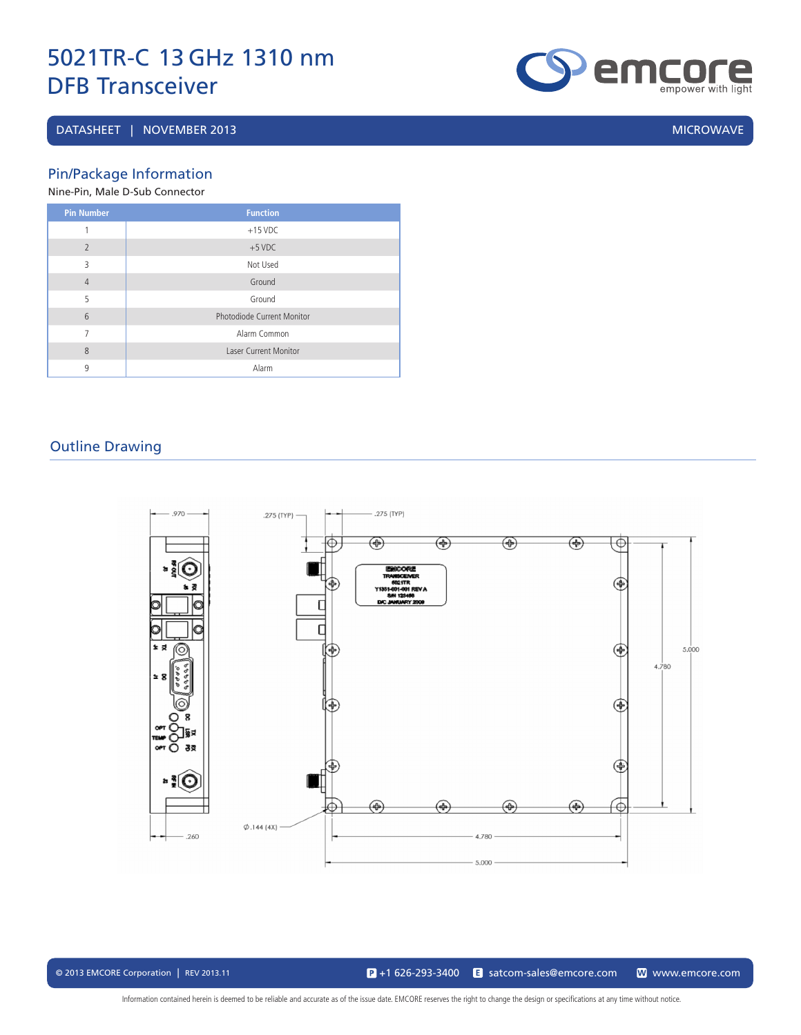# 5021TR-C 13 GHz 1310 nm DFB Transceiver

DATASHEET | NOVEMBER 2013 MICROWAVE

## Pin/Package Information

Nine-Pin, Male D-Sub Connector

| Pin Number | Function |
|---|---|
| 1 | +15 VDC |
| 2 | +5 VDC |
| 3 | Not Used |
| 4 | Ground |
| 5 | Ground |
| 6 | Photodiode Current Monitor |
| 7 | Alarm Common |
| 8 | Laser Current Monitor |
| 9 | Alarm |

## Outline Drawing

.970

.275 (TYP)

.275 (TYP)

EMCORE TRANSCEIVER 5021TR Y1301-001-001 REV A S/N 123456 D/C JANUARY 2009

5.000

4.780

Ø.144 (4X)

.260

4.780

5.000

© 2013 EMCORE Corporation | REV 2013.11 P +1 626-293-3400 E satcom-sales@emcore.com W www.emcore.com

Information contained herein is deemed to be reliable and accurate as of the issue date. EMCORE reserves the right to change the design or specifications at any time without notice.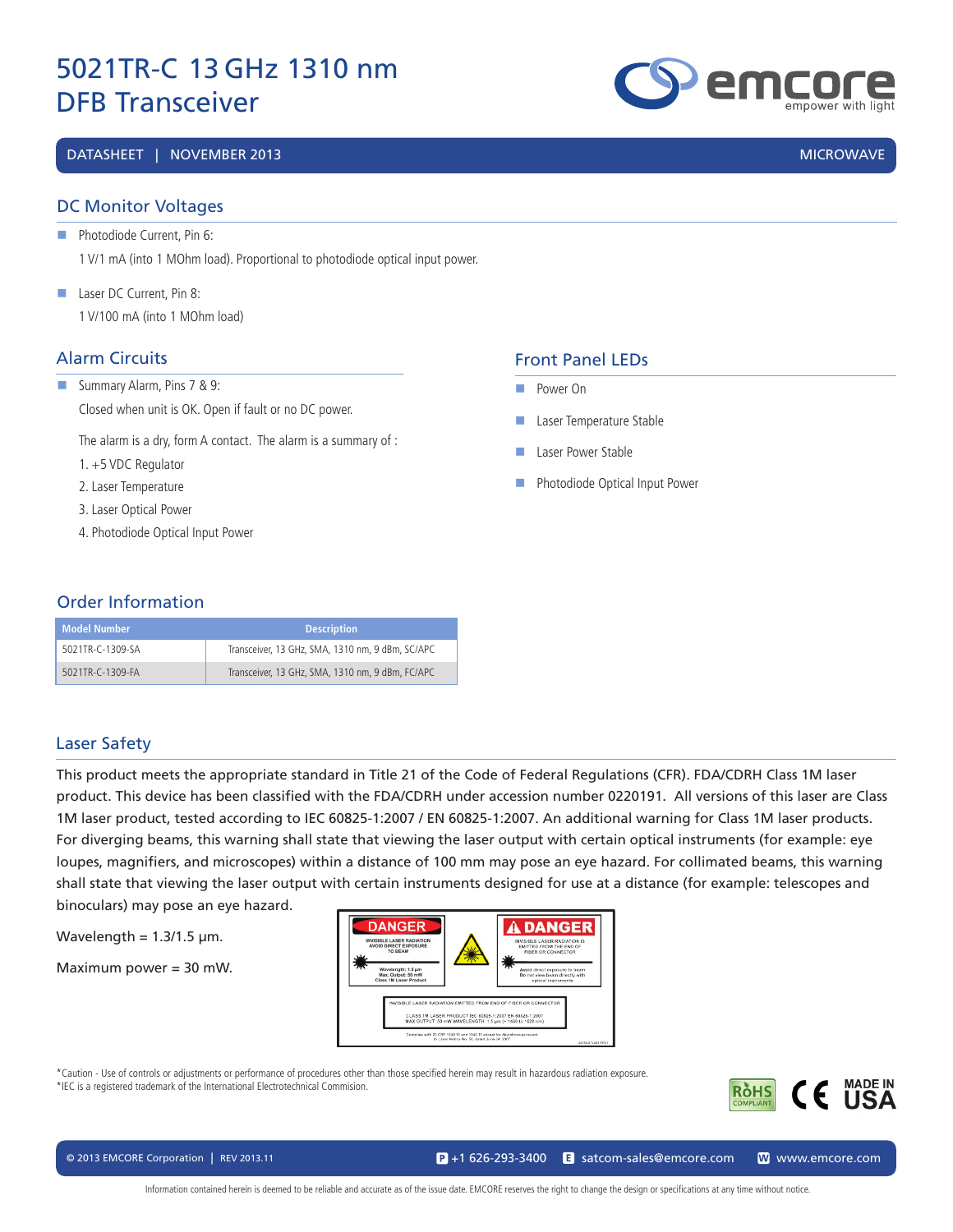# 5021TR-C 13 GHz 1310 nm DFB Transceiver

DATASHEET | NOVEMBER 2013 MICROWAVE

## DC Monitor Voltages

- Photodiode Current, Pin 6:

  1 V/1 mA (into 1 MOhm load). Proportional to photodiode optical input power.

- Laser DC Current, Pin 8:

  1 V/100 mA (into 1 MOhm load)

## Alarm Circuits

- Summary Alarm, Pins 7 & 9:

  Closed when unit is OK. Open if fault or no DC power.

  The alarm is a dry, form A contact. The alarm is a summary of :

  1. +5 VDC Regulator
  2. Laser Temperature
  3. Laser Optical Power
  4. Photodiode Optical Input Power

## Front Panel LEDs

- Power On
- Laser Temperature Stable
- Laser Power Stable
- Photodiode Optical Input Power

## Order Information

| Model Number | Description |
|---|---|
| 5021TR-C-1309-SA | Transceiver, 13 GHz, SMA, 1310 nm, 9 dBm, SC/APC |
| 5021TR-C-1309-FA | Transceiver, 13 GHz, SMA, 1310 nm, 9 dBm, FC/APC |

## Laser Safety

This product meets the appropriate standard in Title 21 of the Code of Federal Regulations (CFR). FDA/CDRH Class 1M laser product. This device has been classified with the FDA/CDRH under accession number 0220191. All versions of this laser are Class 1M laser product, tested according to IEC 60825-1:2007 / EN 60825-1:2007. An additional warning for Class 1M laser products. For diverging beams, this warning shall state that viewing the laser output with certain optical instruments (for example: eye loupes, magnifiers, and microscopes) within a distance of 100 mm may pose an eye hazard. For collimated beams, this warning shall state that viewing the laser output with certain instruments designed for use at a distance (for example: telescopes and binoculars) may pose an eye hazard.

Wavelength = 1.3/1.5 µm.

Maximum power = 30 mW.

DANGER
INVISIBLE LASER RADIATION
AVOID DIRECT EXPOSURE
TO BEAM
Wavelength: 1.5 µm
Max. Output: 50 mW
Class 1M Laser Product

DANGER
INVISIBLE LASER RADIATION IS
EMITTED FROM THE END OF
FIBER OR CONNECTOR
Avoid direct exposure to beam
Do not view beam directly with
optical instruments

INVISIBLE LASER RADIATION EMITTED FROM END OF FIBER OR CONNECTOR
CLASS 1M LASER PRODUCT IEC 60825-1:2007 EN 60825-1:2007
MAX OUTPUT: 50 mW WAVELENGTH: 1.5 µm (+ 1460 to 1620 nm)
Complies with 21 CFR 1040.10 and 1040.11 except for deviations pursuant
to Laser Notice No. 50, dated June 24, 2007

*Caution - Use of controls or adjustments or performance of procedures other than those specified herein may result in hazardous radiation exposure.
*IEC is a registered trademark of the International Electrotechnical Commision.

RoHS COMPLIANT CE MADE IN USA

© 2013 EMCORE Corporation | REV 2013.11 P +1 626-293-3400 E satcom-sales@emcore.com W www.emcore.com

Information contained herein is deemed to be reliable and accurate as of the issue date. EMCORE reserves the right to change the design or specifications at any time without notice.